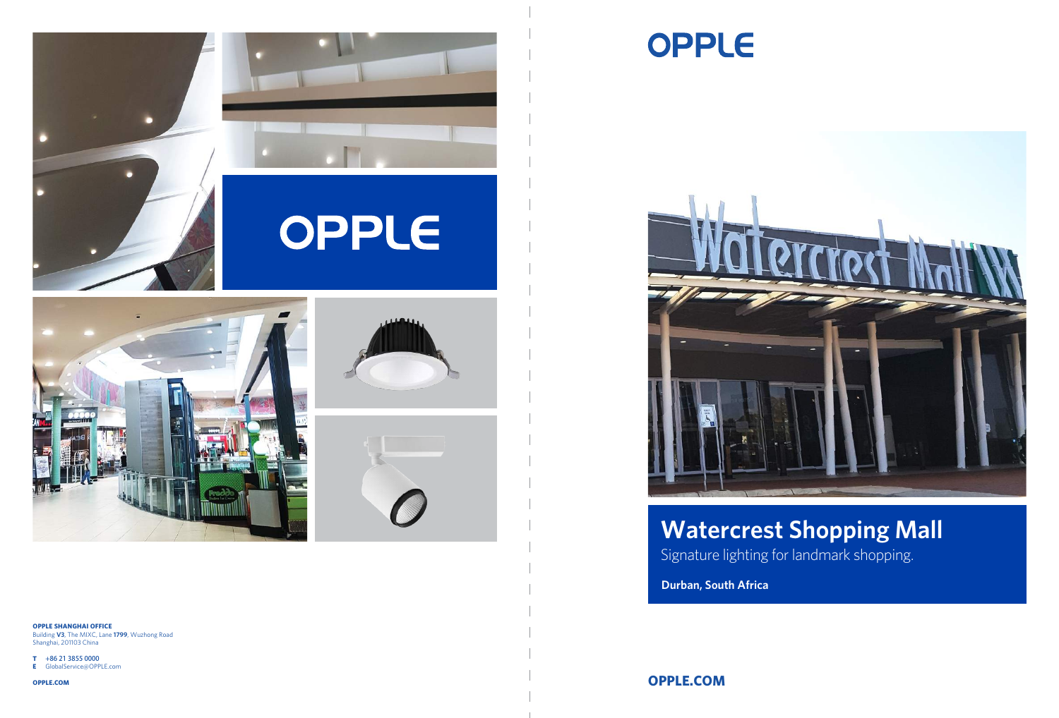OPPLE

OPPLE

# Watercrest Shopping Mall

Signature lighting for landmark shopping.

**Durban, South Africa**

**OPPLE.COM**

**OPPLE SHANGHAI OFFICE**
Building **V3**, The MIXC, Lane **1799**, Wuzhong Road
Shanghai, 201103 China

**T** +86 21 3855 0000
**E** GlobalService@OPPLE.com

**OPPLE.COM**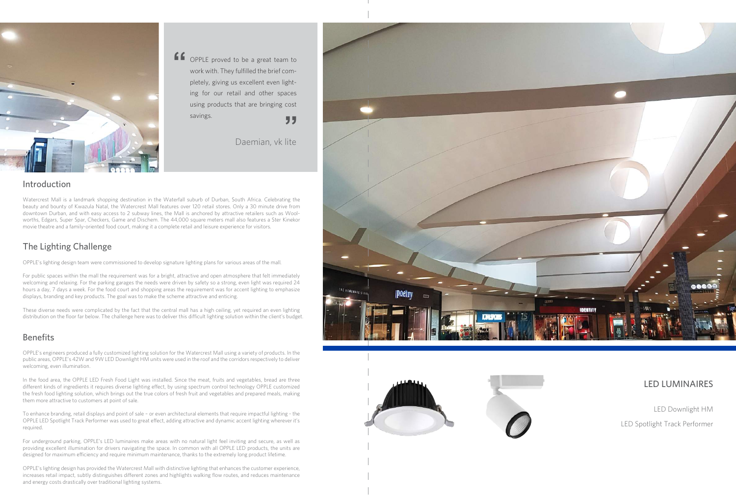> OPPLE proved to be a great team to work with. They fulfilled the brief completely, giving us excellent even lighting for our retail and other spaces using products that are bringing cost savings.

Daemian, vk lite

## Introduction

Watercrest Mall is a landmark shopping destination in the Waterfall suburb of Durban, South Africa. Celebrating the beauty and bounty of Kwazula Natal, the Watercrest Mall features over 120 retail stores. Only a 30 minute drive from downtown Durban, and with easy access to 2 subway lines, the Mall is anchored by attractive retailers such as Woolworths, Edgars, Super Spar, Checkers, Game and Dischem. The 44,000 square meters mall also features a Ster Kinekor movie theatre and a family-oriented food court, making it a complete retail and leisure experience for visitors.

## The Lighting Challenge

OPPLE's lighting design team were commissioned to develop signature lighting plans for various areas of the mall.

For public spaces within the mall the requirement was for a bright, attractive and open atmosphere that felt immediately welcoming and relaxing. For the parking garages the needs were driven by safety so a strong, even light was required 24 hours a day, 7 days a week. For the food court and shopping areas the requirement was for accent lighting to emphasize displays, branding and key products. The goal was to make the scheme attractive and enticing.

These diverse needs were complicated by the fact that the central mall has a high ceiling, yet required an even lighting distribution on the floor far below. The challenge here was to deliver this difficult lighting solution within the client's budget.

## Benefits

OPPLE's engineers produced a fully customized lighting solution for the Watercrest Mall using a variety of products. In the public areas, OPPLE's 42W and 9W LED Downlight HM units were used in the roof and the corridors respectively to deliver welcoming, even illumination.

In the food area, the OPPLE LED Fresh Food Light was installed. Since the meat, fruits and vegetables, bread are three different kinds of ingredients it requires diverse lighting effect, by using spectrum control technology OPPLE customized the fresh food lighting solution, which brings out the true colors of fresh fruit and vegetables and prepared meals, making them more attractive to customers at point of sale.

To enhance branding, retail displays and point of sale – or even architectural elements that require impactful lighting - the OPPLE LED Spotlight Track Performer was used to great effect, adding attractive and dynamic accent lighting wherever it's required.

For underground parking, OPPLE's LED luminaires make areas with no natural light feel inviting and secure, as well as providing excellent illumination for drivers navigating the space. In common with all OPPLE LED products, the units are designed for maximum efficiency and require minimum maintenance, thanks to the extremely long product lifetime.

OPPLE's lighting design has provided the Watercrest Mall with distinctive lighting that enhances the customer experience, increases retail impact, subtly distinguishes different zones and highlights walking flow routes, and reduces maintenance and energy costs drastically over traditional lighting systems.

## LED LUMINAIRES

LED Downlight HM

LED Spotlight Track Performer